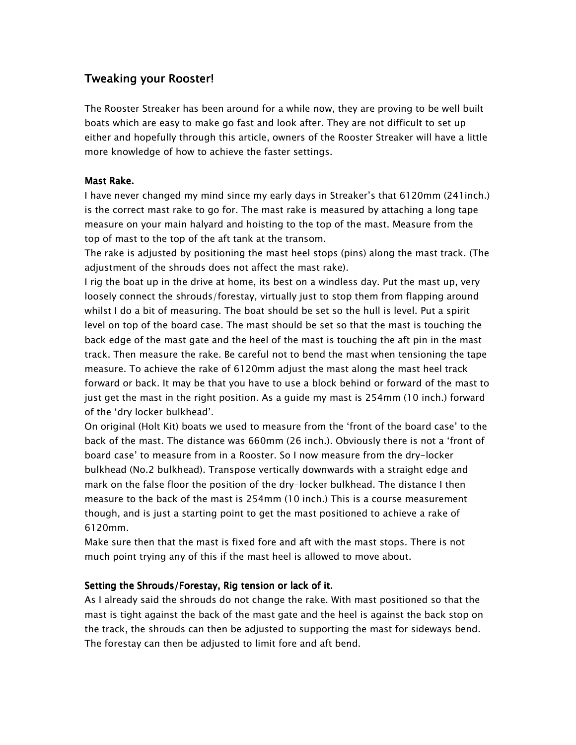# Tweaking your Rooster!

The Rooster Streaker has been around for a while now, they are proving to be well built boats which are easy to make go fast and look after. They are not difficult to set up either and hopefully through this article, owners of the Rooster Streaker will have a little more knowledge of how to achieve the faster settings.

### Mast Rake.

I have never changed my mind since my early days in Streaker's that 6120mm (241inch.) is the correct mast rake to go for. The mast rake is measured by attaching a long tape measure on your main halyard and hoisting to the top of the mast. Measure from the top of mast to the top of the aft tank at the transom.

The rake is adjusted by positioning the mast heel stops (pins) along the mast track. (The adjustment of the shrouds does not affect the mast rake).

I rig the boat up in the drive at home, its best on a windless day. Put the mast up, very loosely connect the shrouds/forestay, virtually just to stop them from flapping around whilst I do a bit of measuring. The boat should be set so the hull is level. Put a spirit level on top of the board case. The mast should be set so that the mast is touching the back edge of the mast gate and the heel of the mast is touching the aft pin in the mast track. Then measure the rake. Be careful not to bend the mast when tensioning the tape measure. To achieve the rake of 6120mm adjust the mast along the mast heel track forward or back. It may be that you have to use a block behind or forward of the mast to just get the mast in the right position. As a guide my mast is 254mm (10 inch.) forward of the 'dry locker bulkhead'.

On original (Holt Kit) boats we used to measure from the 'front of the board case' to the back of the mast. The distance was 660mm (26 inch.). Obviously there is not a 'front of board case' to measure from in a Rooster. So I now measure from the dry-locker bulkhead (No.2 bulkhead). Transpose vertically downwards with a straight edge and mark on the false floor the position of the dry-locker bulkhead. The distance I then measure to the back of the mast is 254mm (10 inch.) This is a course measurement though, and is just a starting point to get the mast positioned to achieve a rake of 6120mm.

Make sure then that the mast is fixed fore and aft with the mast stops. There is not much point trying any of this if the mast heel is allowed to move about.

### Setting the Shrouds/Forestay, Rig tension or lack of it.

As I already said the shrouds do not change the rake. With mast positioned so that the mast is tight against the back of the mast gate and the heel is against the back stop on the track, the shrouds can then be adjusted to supporting the mast for sideways bend. The forestay can then be adjusted to limit fore and aft bend.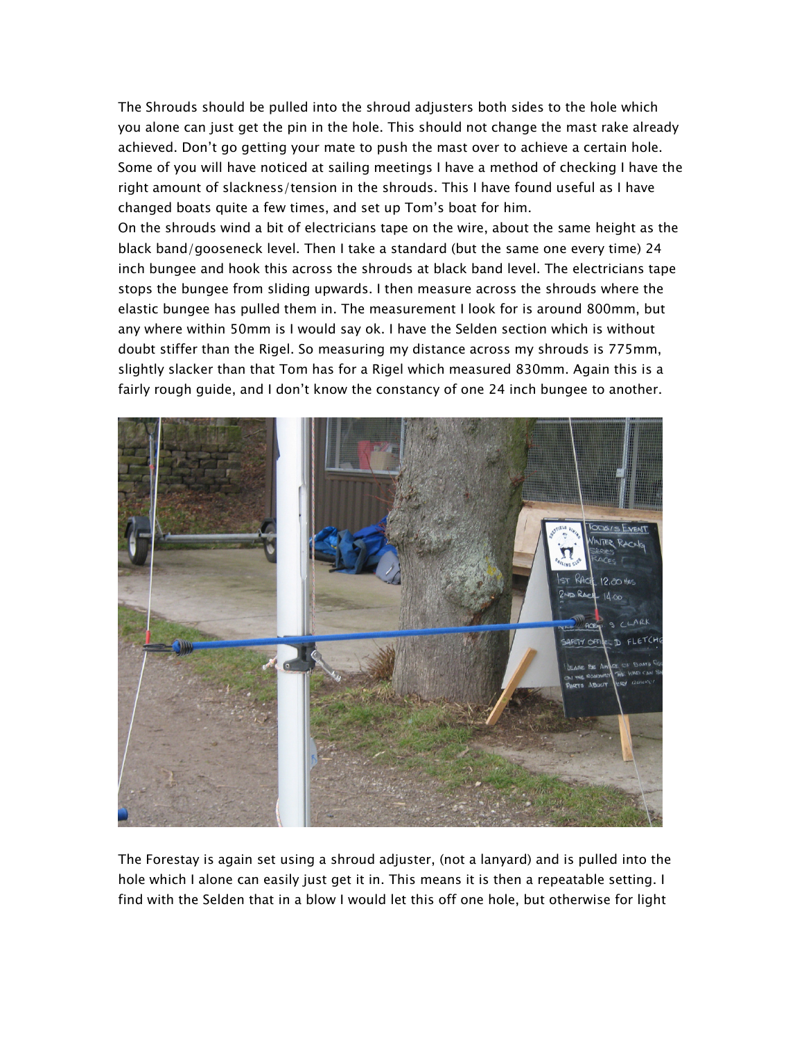The Shrouds should be pulled into the shroud adjusters both sides to the hole which you alone can just get the pin in the hole. This should not change the mast rake already achieved. Don't go getting your mate to push the mast over to achieve a certain hole. Some of you will have noticed at sailing meetings I have a method of checking I have the right amount of slackness/tension in the shrouds. This I have found useful as I have changed boats quite a few times, and set up Tom's boat for him.

On the shrouds wind a bit of electricians tape on the wire, about the same height as the black band/gooseneck level. Then I take a standard (but the same one every time) 24 inch bungee and hook this across the shrouds at black band level. The electricians tape stops the bungee from sliding upwards. I then measure across the shrouds where the elastic bungee has pulled them in. The measurement I look for is around 800mm, but any where within 50mm is I would say ok. I have the Selden section which is without doubt stiffer than the Rigel. So measuring my distance across my shrouds is 775mm, slightly slacker than that Tom has for a Rigel which measured 830mm. Again this is a fairly rough guide, and I don't know the constancy of one 24 inch bungee to another.

The Forestay is again set using a shroud adjuster, (not a lanyard) and is pulled into the hole which I alone can easily just get it in. This means it is then a repeatable setting. I find with the Selden that in a blow I would let this off one hole, but otherwise for light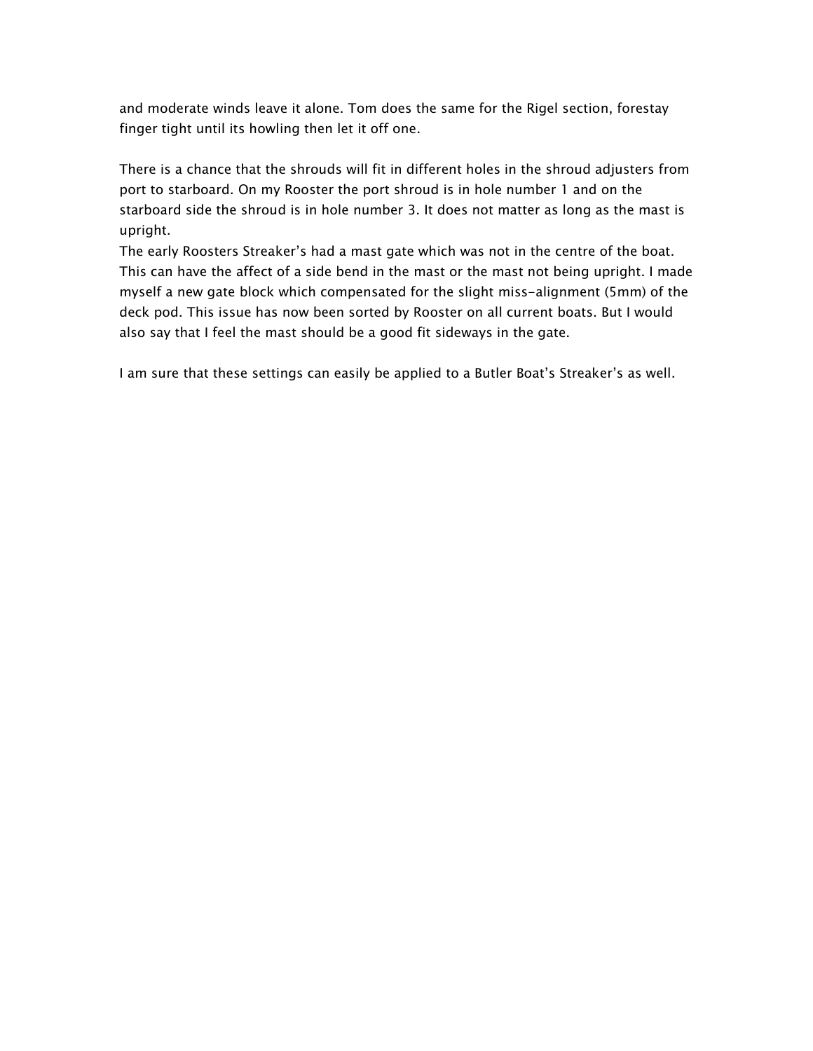and moderate winds leave it alone. Tom does the same for the Rigel section, forestay finger tight until its howling then let it off one.

There is a chance that the shrouds will fit in different holes in the shroud adjusters from port to starboard. On my Rooster the port shroud is in hole number 1 and on the starboard side the shroud is in hole number 3. It does not matter as long as the mast is upright.
The early Roosters Streaker's had a mast gate which was not in the centre of the boat. This can have the affect of a side bend in the mast or the mast not being upright. I made myself a new gate block which compensated for the slight miss-alignment (5mm) of the deck pod. This issue has now been sorted by Rooster on all current boats. But I would also say that I feel the mast should be a good fit sideways in the gate.

I am sure that these settings can easily be applied to a Butler Boat's Streaker's as well.